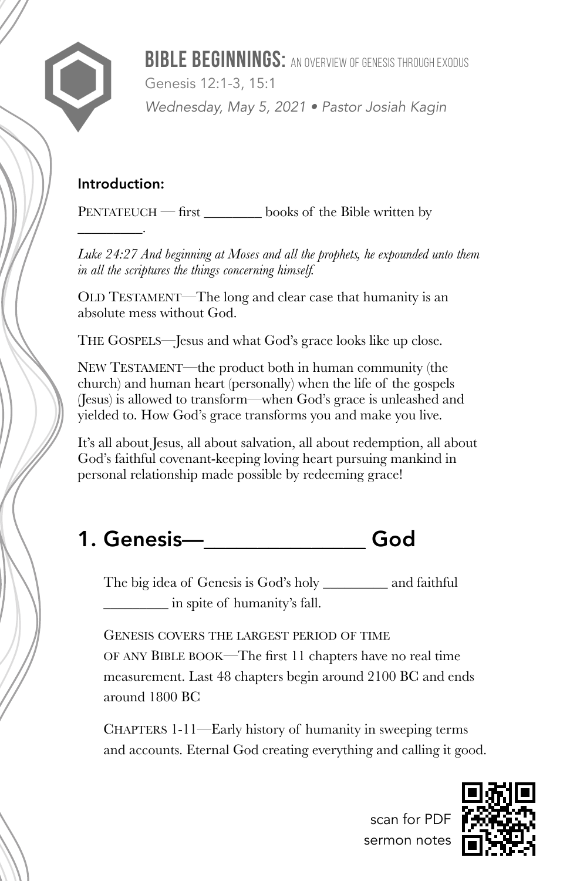# BIBLE BEGINNINGS: AN OVERVIEW OF GENESIS THROUGH EXODUS

Genesis 12:1-3, 15:1

*Wednesday, May 5, 2021 • Pastor Josiah Kagin*

**Introduction:**

PENTATEUCH — first ________ books of the Bible written by _________.

*Luke 24:27 And beginning at Moses and all the prophets, he expounded unto them in all the scriptures the things concerning himself.*

OLD TESTAMENT—The long and clear case that humanity is an absolute mess without God.

THE GOSPELS—Jesus and what God's grace looks like up close.

NEW TESTAMENT—the product both in human community (the church) and human heart (personally) when the life of the gospels (Jesus) is allowed to transform—when God's grace is unleashed and yielded to. How God's grace transforms you and make you live.

It's all about Jesus, all about salvation, all about redemption, all about God's faithful covenant-keeping loving heart pursuing mankind in personal relationship made possible by redeeming grace!

## 1. Genesis—_______________ God

The big idea of Genesis is God's holy _________ and faithful _________ in spite of humanity's fall.

GENESIS COVERS THE LARGEST PERIOD OF TIME OF ANY BIBLE BOOK—The first 11 chapters have no real time measurement. Last 48 chapters begin around 2100 BC and ends around 1800 BC

CHAPTERS 1-11—Early history of humanity in sweeping terms and accounts. Eternal God creating everything and calling it good.

scan for PDF sermon notes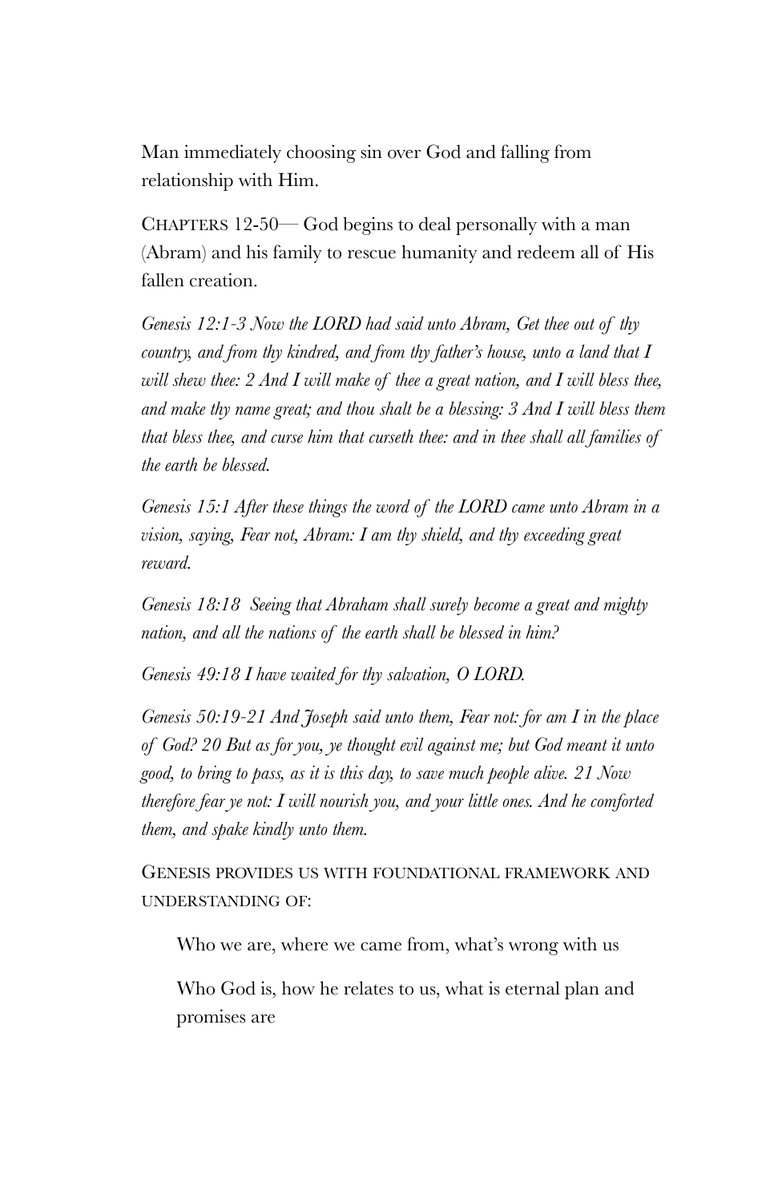Man immediately choosing sin over God and falling from relationship with Him.

CHAPTERS 12-50— God begins to deal personally with a man (Abram) and his family to rescue humanity and redeem all of His fallen creation.

*Genesis 12:1-3 Now the LORD had said unto Abram, Get thee out of thy country, and from thy kindred, and from thy father's house, unto a land that I will shew thee: 2 And I will make of thee a great nation, and I will bless thee, and make thy name great; and thou shalt be a blessing: 3 And I will bless them that bless thee, and curse him that curseth thee: and in thee shall all families of the earth be blessed.*

*Genesis 15:1 After these things the word of the LORD came unto Abram in a vision, saying, Fear not, Abram: I am thy shield, and thy exceeding great reward.*

*Genesis 18:18 Seeing that Abraham shall surely become a great and mighty nation, and all the nations of the earth shall be blessed in him?*

*Genesis 49:18 I have waited for thy salvation, O LORD.*

*Genesis 50:19-21 And Joseph said unto them, Fear not: for am I in the place of God? 20 But as for you, ye thought evil against me; but God meant it unto good, to bring to pass, as it is this day, to save much people alive. 21 Now therefore fear ye not: I will nourish you, and your little ones. And he comforted them, and spake kindly unto them.*

GENESIS PROVIDES US WITH FOUNDATIONAL FRAMEWORK AND UNDERSTANDING OF:

- Who we are, where we came from, what's wrong with us
- Who God is, how he relates to us, what is eternal plan and promises are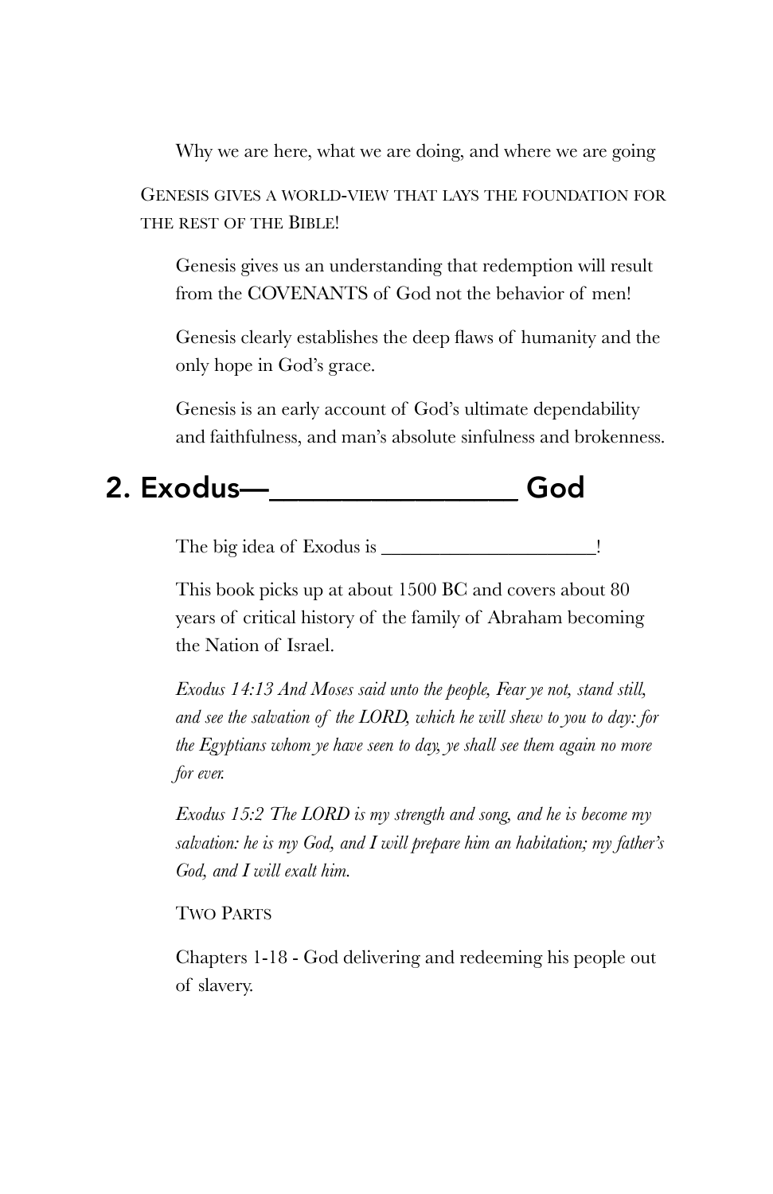Why we are here, what we are doing, and where we are going

GENESIS GIVES A WORLD-VIEW THAT LAYS THE FOUNDATION FOR THE REST OF THE BIBLE!

Genesis gives us an understanding that redemption will result from the COVENANTS of God not the behavior of men!

Genesis clearly establishes the deep flaws of humanity and the only hope in God's grace.

Genesis is an early account of God's ultimate dependability and faithfulness, and man's absolute sinfulness and brokenness.

## 2. Exodus—_________________ God

The big idea of Exodus is _____________________!

This book picks up at about 1500 BC and covers about 80 years of critical history of the family of Abraham becoming the Nation of Israel.

*Exodus 14:13 And Moses said unto the people, Fear ye not, stand still, and see the salvation of the LORD, which he will shew to you to day: for the Egyptians whom ye have seen to day, ye shall see them again no more for ever.*

*Exodus 15:2 The LORD is my strength and song, and he is become my salvation: he is my God, and I will prepare him an habitation; my father's God, and I will exalt him.*

TWO PARTS

Chapters 1-18 - God delivering and redeeming his people out of slavery.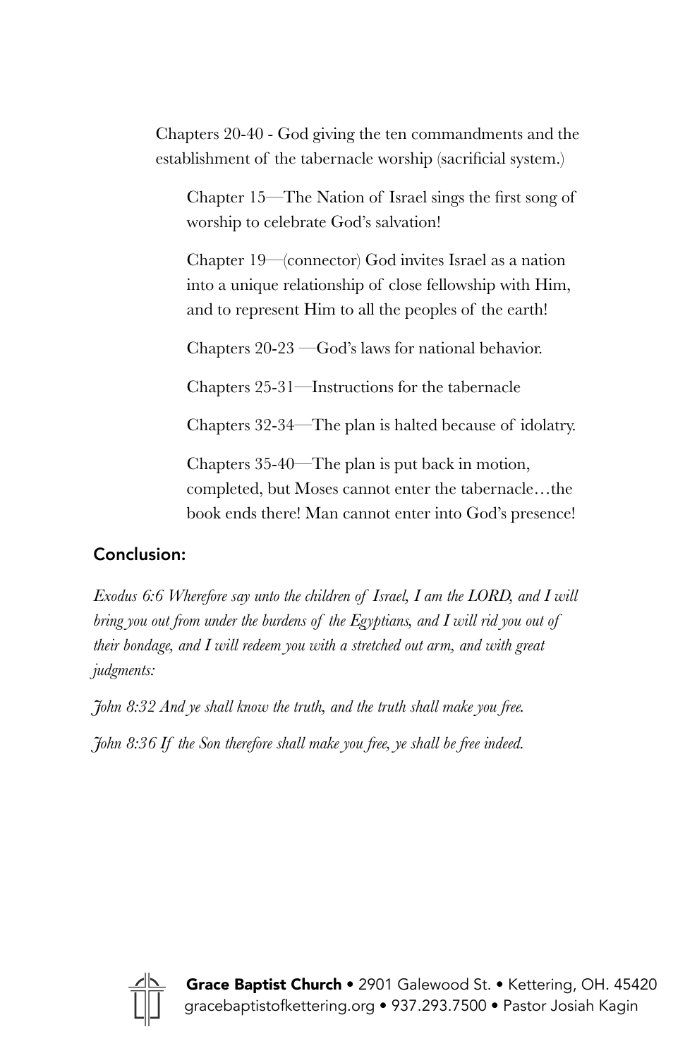Chapters 20-40 - God giving the ten commandments and the establishment of the tabernacle worship (sacrificial system.)

Chapter 15—The Nation of Israel sings the first song of worship to celebrate God's salvation!

Chapter 19—(connector) God invites Israel as a nation into a unique relationship of close fellowship with Him, and to represent Him to all the peoples of the earth!

Chapters 20-23 —God's laws for national behavior.

Chapters 25-31—Instructions for the tabernacle

Chapters 32-34—The plan is halted because of idolatry.

Chapters 35-40—The plan is put back in motion, completed, but Moses cannot enter the tabernacle…the book ends there! Man cannot enter into God's presence!

## Conclusion:

*Exodus 6:6 Wherefore say unto the children of Israel, I am the LORD, and I will bring you out from under the burdens of the Egyptians, and I will rid you out of their bondage, and I will redeem you with a stretched out arm, and with great judgments:*

*John 8:32 And ye shall know the truth, and the truth shall make you free.*

*John 8:36 If the Son therefore shall make you free, ye shall be free indeed.*

**Grace Baptist Church** • 2901 Galewood St. • Kettering, OH. 45420
gracebaptistofkettering.org • 937.293.7500 • Pastor Josiah Kagin